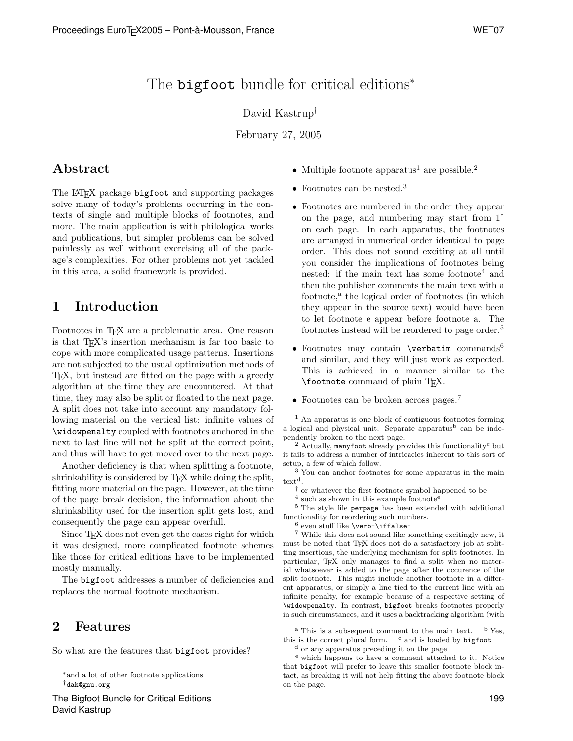# The bigfoot bundle for critical editions[*]

David Kastrup[†]

February 27, 2005

## Abstract

The LaTeX package bigfoot and supporting packages solve many of today's problems occurring in the contexts of single and multiple blocks of footnotes, and more. The main application is with philological works and publications, but simpler problems can be solved painlessly as well without exercising all of the package's complexities. For other problems not yet tackled in this area, a solid framework is provided.

## 1 Introduction

Footnotes in TeX are a problematic area. One reason is that TeX's insertion mechanism is far too basic to cope with more complicated usage patterns. Insertions are not subjected to the usual optimization methods of TeX, but instead are fitted on the page with a greedy algorithm at the time they are encountered. At that time, they may also be split or floated to the next page. A split does not take into account any mandatory following material on the vertical list: infinite values of `\widowpenalty` coupled with footnotes anchored in the next to last line will not be split at the correct point, and thus will have to get moved over to the next page.

Another deficiency is that when splitting a footnote, shrinkability is considered by TeX while doing the split, fitting more material on the page. However, at the time of the page break decision, the information about the shrinkability used for the insertion split gets lost, and consequently the page can appear overfull.

Since TeX does not even get the cases right for which it was designed, more complicated footnote schemes like those for critical editions have to be implemented mostly manually.

The bigfoot addresses a number of deficiencies and replaces the normal footnote mechanism.

## 2 Features

So what are the features that bigfoot provides?

- Multiple footnote apparatus[1] are possible.[2]
- Footnotes can be nested.[3]
- Footnotes are numbered in the order they appear on the page, and numbering may start from 1[†] on each page. In each apparatus, the footnotes are arranged in numerical order identical to page order. This does not sound exciting at all until you consider the implications of footnotes being nested: if the main text has some footnote[4] and then the publisher comments the main text with a footnote,[a] the logical order of footnotes (in which they appear in the source text) would have been to let footnote e appear before footnote a. The footnotes instead will be reordered to page order.[5]
- Footnotes may contain `\verbatim` commands[6] and similar, and they will just work as expected. This is achieved in a manner similar to the `\footnote` command of plain TeX.
- Footnotes can be broken across pages.[7]

---

[*] and a lot of other footnote applications

[†] dak@gnu.org

[1] An apparatus is one block of contiguous footnotes forming a logical and physical unit. Separate apparatus[b] can be independently broken to the next page.

[2] Actually, manyfoot already provides this functionality[c] but it fails to address a number of intricacies inherent to this sort of setup, a few of which follow.

[3] You can anchor footnotes for some apparatus in the main text[d].

[†] or whatever the first footnote symbol happened to be

[4] such as shown in this example footnote[e]

[5] The style file perpage has been extended with additional functionality for reordering such numbers.

[6] even stuff like `\verb-\iffalse-`

[7] While this does not sound like something excitingly new, it must be noted that TeX does not do a satisfactory job at splitting insertions, the underlying mechanism for split footnotes. In particular, TeX only manages to find a split when no material whatsoever is added to the page after the occurence of the split footnote. This might include another footnote in a different apparatus, or simply a line tied to the current line with an infinite penalty, for example because of a respective setting of `\widowpenalty`. In contrast, bigfoot breaks footnotes properly in such circumstances, and it uses a backtracking algorithm (with

[a] This is a subsequent comment to the main text. [b] Yes, this is the correct plural form. [c] and is loaded by bigfoot

[d] or any apparatus preceding it on the page

[e] which happens to have a comment attached to it. Notice that bigfoot will prefer to leave this smaller footnote block intact, as breaking it will not help fitting the above footnote block on the page.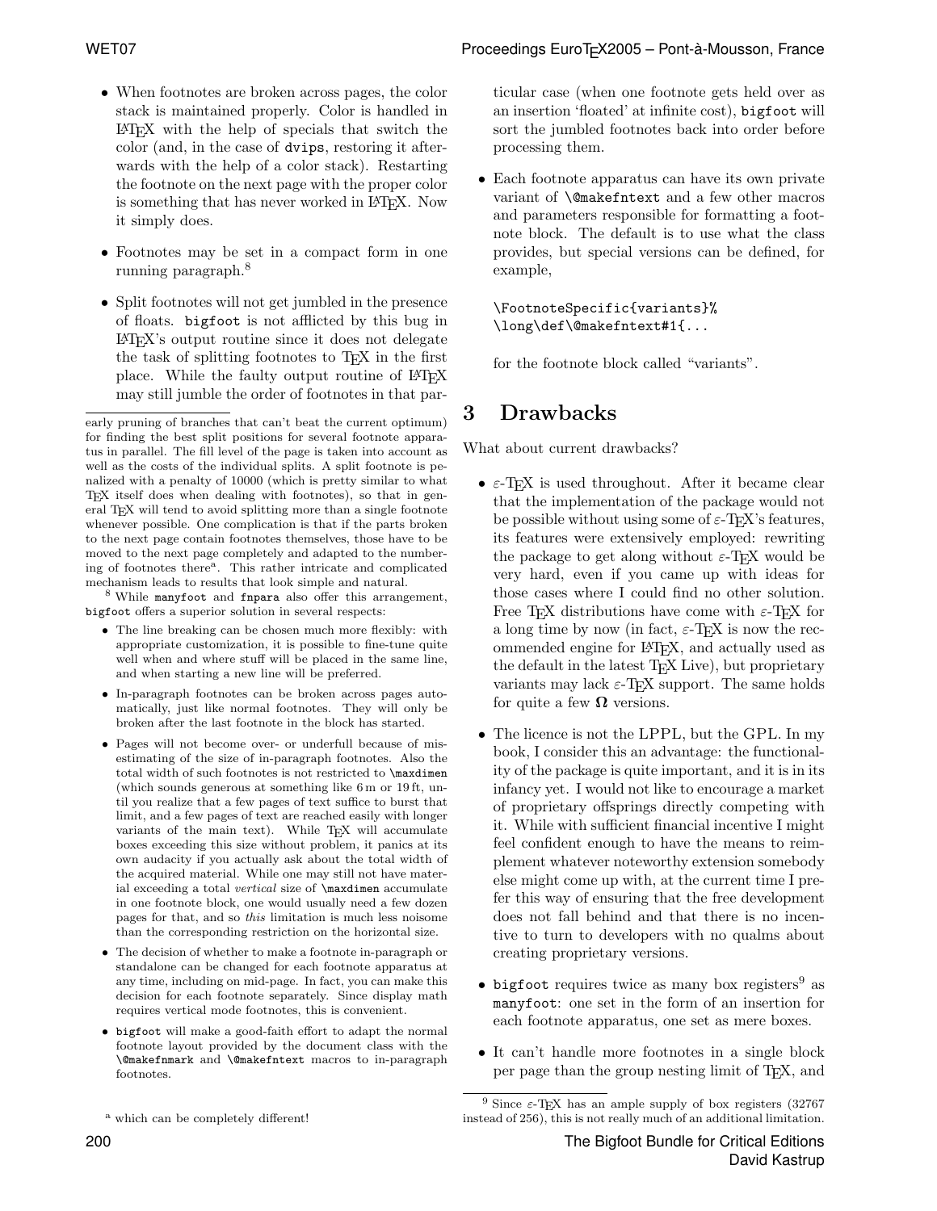- When footnotes are broken across pages, the color stack is maintained properly. Color is handled in LaTeX with the help of specials that switch the color (and, in the case of `dvips`, restoring it afterwards with the help of a color stack). Restarting the footnote on the next page with the proper color is something that has never worked in LaTeX. Now it simply does.

- Footnotes may be set in a compact form in one running paragraph.[8]

- Split footnotes will not get jumbled in the presence of floats. `bigfoot` is not afflicted by this bug in LaTeX's output routine since it does not delegate the task of splitting footnotes to TeX in the first place. While the faulty output routine of LaTeX may still jumble the order of footnotes in that particular case (when one footnote gets held over as an insertion 'floated' at infinite cost), `bigfoot` will sort the jumbled footnotes back into order before processing them.

- Each footnote apparatus can have its own private variant of `\@makefntext` and a few other macros and parameters responsible for formatting a footnote block. The default is to use what the class provides, but special versions can be defined, for example,

```
\FootnoteSpecific{variants}%
\long\def\@makefntext#1{...
```

  for the footnote block called "variants".

## 3 Drawbacks

What about current drawbacks?

- ε-TeX is used throughout. After it became clear that the implementation of the package would not be possible without using some of ε-TeX's features, its features were extensively employed: rewriting the package to get along without ε-TeX would be very hard, even if you came up with ideas for those cases where I could find no other solution. Free TeX distributions have come with ε-TeX for a long time by now (in fact, ε-TeX is now the recommended engine for LaTeX, and actually used as the default in the latest TeX Live), but proprietary variants may lack ε-TeX support. The same holds for quite a few **Ω** versions.

- The licence is not the LPPL, but the GPL. In my book, I consider this an advantage: the functionality of the package is quite important, and it is in its infancy yet. I would not like to encourage a market of proprietary offsprings directly competing with it. While with sufficient financial incentive I might feel confident enough to have the means to reimplement whatever noteworthy extension somebody else might come up with, at the current time I prefer this way of ensuring that the free development does not fall behind and that there is no incentive to turn to developers with no qualms about creating proprietary versions.

- `bigfoot` requires twice as many box registers[9] as `manyfoot`: one set in the form of an insertion for each footnote apparatus, one set as mere boxes.

- It can't handle more footnotes in a single block per page than the group nesting limit of TeX, and

---

early pruning of branches that can't beat the current optimum) for finding the best split positions for several footnote apparatus in parallel. The fill level of the page is taken into account as well as the costs of the individual splits. A split footnote is penalized with a penalty of 10000 (which is pretty similar to what TeX itself does when dealing with footnotes), so that in general TeX will tend to avoid splitting more than a single footnote whenever possible. One complication is that if the parts broken to the next page contain footnotes themselves, those have to be moved to the next page completely and adapted to the numbering of footnotes there[a]. This rather intricate and complicated mechanism leads to results that look simple and natural.

[8] While `manyfoot` and `fnpara` also offer this arrangement, `bigfoot` offers a superior solution in several respects:

- The line breaking can be chosen much more flexibly: with appropriate customization, it is possible to fine-tune quite well when and where stuff will be placed in the same line, and when starting a new line will be preferred.
- In-paragraph footnotes can be broken across pages automatically, just like normal footnotes. They will only be broken after the last footnote in the block has started.
- Pages will not become over- or underfull because of misestimating of the size of in-paragraph footnotes. Also the total width of such footnotes is not restricted to `\maxdimen` (which sounds generous at something like 6 m or 19 ft, until you realize that a few pages of text suffice to burst that limit, and a few pages of text are reached easily with longer variants of the main text). While TeX will accumulate boxes exceeding this size without problem, it panics at its own audacity if you actually ask about the total width of the acquired material. While one may still not have material exceeding a total *vertical* size of `\maxdimen` accumulate in one footnote block, one would usually need a few dozen pages for that, and so *this* limitation is much less noisome than the corresponding restriction on the horizontal size.
- The decision of whether to make a footnote in-paragraph or standalone can be changed for each footnote apparatus at any time, including on mid-page. In fact, you can make this decision for each footnote separately. Since display math requires vertical mode footnotes, this is convenient.
- `bigfoot` will make a good-faith effort to adapt the normal footnote layout provided by the document class with the `\@makefnmark` and `\@makefntext` macros to in-paragraph footnotes.

[a] which can be completely different!

[9] Since ε-TeX has an ample supply of box registers (32767 instead of 256), this is not really much of an additional limitation.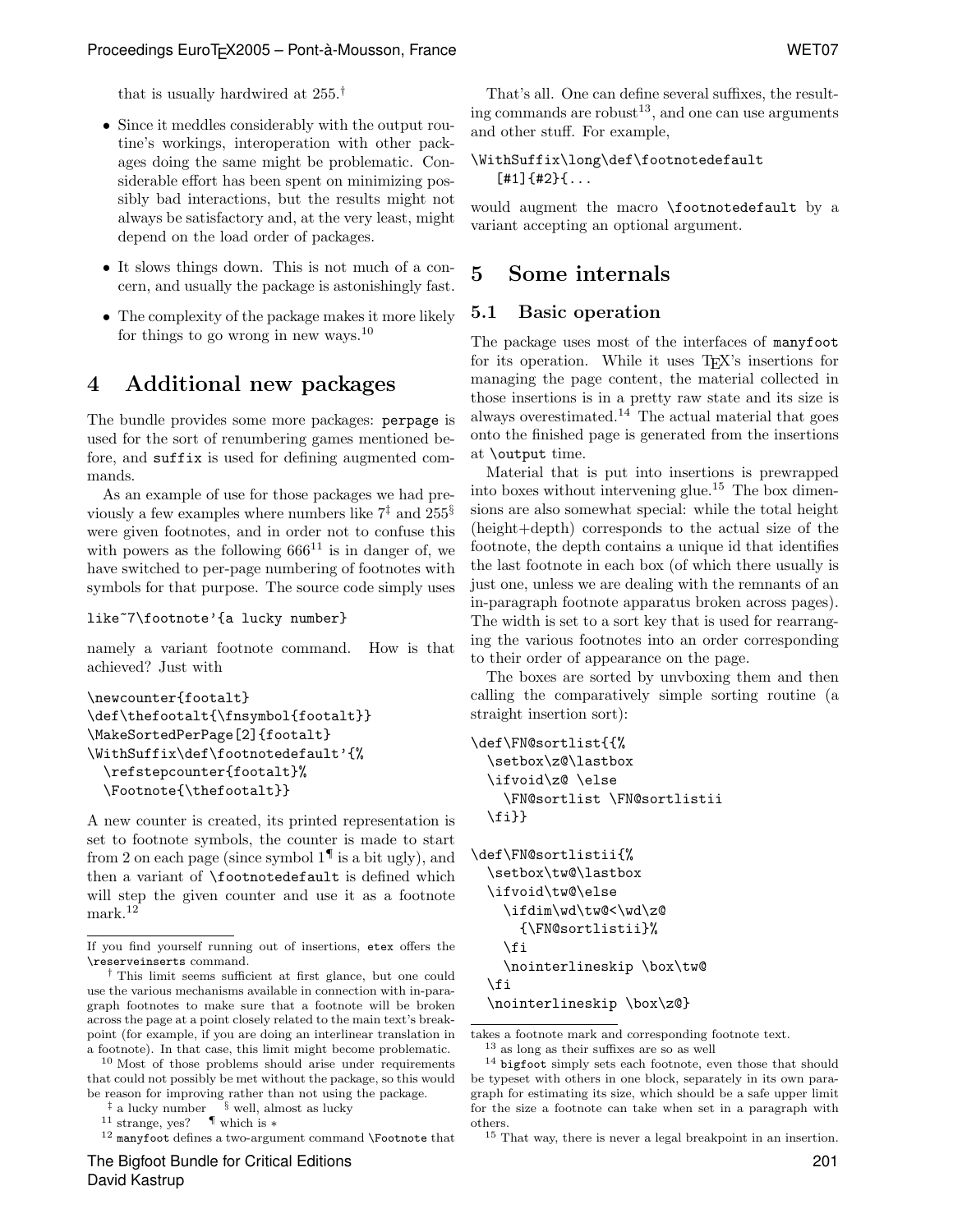that is usually hardwired at 255.[†]

- Since it meddles considerably with the output routine's workings, interoperation with other packages doing the same might be problematic. Considerable effort has been spent on minimizing possibly bad interactions, but the results might not always be satisfactory and, at the very least, might depend on the load order of packages.
- It slows things down. This is not much of a concern, and usually the package is astonishingly fast.
- The complexity of the package makes it more likely for things to go wrong in new ways.[10]

# 4 Additional new packages

The bundle provides some more packages: `perpage` is used for the sort of renumbering games mentioned before, and `suffix` is used for defining augmented commands.

As an example of use for those packages we had previously a few examples where numbers like 7[‡] and 255[§] were given footnotes, and in order not to confuse this with powers as the following 666[11] is in danger of, we have switched to per-page numbering of footnotes with symbols for that purpose. The source code simply uses

```
like~7\footnote'{a lucky number}
```

namely a variant footnote command. How is that achieved? Just with

```
\newcounter{footalt}
\def\thefootalt{\fnsymbol{footalt}}
\MakeSortedPerPage[2]{footalt}
\WithSuffix\def\footnotedefault'{%
  \refstepcounter{footalt}%
  \Footnote{\thefootalt}}
```

A new counter is created, its printed representation is set to footnote symbols, the counter is made to start from 2 on each page (since symbol 1[¶] is a bit ugly), and then a variant of `\footnotedefault` is defined which will step the given counter and use it as a footnote mark.[12]

That's all. One can define several suffixes, the resulting commands are robust[13], and one can use arguments and other stuff. For example,

```
\WithSuffix\long\def\footnotedefault
   [#1]{#2}{...
```

would augment the macro `\footnotedefault` by a variant accepting an optional argument.

# 5 Some internals

## 5.1 Basic operation

The package uses most of the interfaces of `manyfoot` for its operation. While it uses TEX's insertions for managing the page content, the material collected in those insertions is in a pretty raw state and its size is always overestimated.[14] The actual material that goes onto the finished page is generated from the insertions at `\output` time.

Material that is put into insertions is prewrapped into boxes without intervening glue.[15] The box dimensions are also somewhat special: while the total height (height+depth) corresponds to the actual size of the footnote, the depth contains a unique id that identifies the last footnote in each box (of which there usually is just one, unless we are dealing with the remnants of an in-paragraph footnote apparatus broken across pages). The width is set to a sort key that is used for rearranging the various footnotes into an order corresponding to their order of appearance on the page.

The boxes are sorted by unvboxing them and then calling the comparatively simple sorting routine (a straight insertion sort):

```
\def\FN@sortlist{{%
  \setbox\z@\lastbox
  \ifvoid\z@ \else
    \FN@sortlist \FN@sortlistii
  \fi}}

\def\FN@sortlistii{%
  \setbox\tw@\lastbox
  \ifvoid\tw@\else
    \ifdim\wd\tw@<\wd\z@
      {\FN@sortlistii}%
    \fi
    \nointerlineskip \box\tw@
  \fi
  \nointerlineskip \box\z@}
```

If you find yourself running out of insertions, `etex` offers the `\reserveinserts` command.

[†] This limit seems sufficient at first glance, but one could use the various mechanisms available in connection with in-paragraph footnotes to make sure that a footnote will be broken across the page at a point closely related to the main text's breakpoint (for example, if you are doing an interlinear translation in a footnote). In that case, this limit might become problematic.

[10] Most of those problems should arise under requirements that could not possibly be met without the package, so this would be reason for improving rather than not using the package.

[‡] a lucky number [§] well, almost as lucky

[11] strange, yes? [¶] which is ∗

[12] `manyfoot` defines a two-argument command `\Footnote` that takes a footnote mark and corresponding footnote text.

[13] as long as their suffixes are so as well

[14] `bigfoot` simply sets each footnote, even those that should be typeset with others in one block, separately in its own paragraph for estimating its size, which should be a safe upper limit for the size a footnote can take when set in a paragraph with others.

[15] That way, there is never a legal breakpoint in an insertion.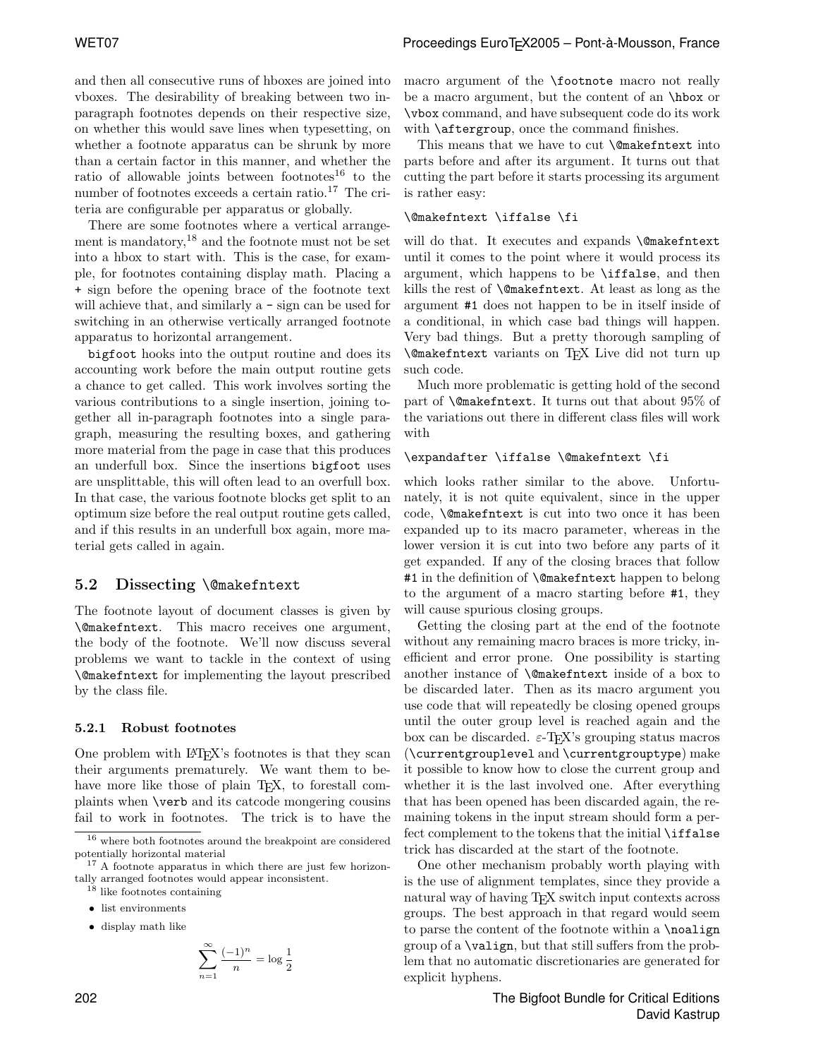and then all consecutive runs of hboxes are joined into vboxes. The desirability of breaking between two in-paragraph footnotes depends on their respective size, on whether this would save lines when typesetting, on whether a footnote apparatus can be shrunk by more than a certain factor in this manner, and whether the ratio of allowable joints between footnotes[16] to the number of footnotes exceeds a certain ratio.[17] The criteria are configurable per apparatus or globally.

There are some footnotes where a vertical arrangement is mandatory,[18] and the footnote must not be set into a hbox to start with. This is the case, for example, for footnotes containing display math. Placing a `+` sign before the opening brace of the footnote text will achieve that, and similarly a `-` sign can be used for switching in an otherwise vertically arranged footnote apparatus to horizontal arrangement.

`bigfoot` hooks into the output routine and does its accounting work before the main output routine gets a chance to get called. This work involves sorting the various contributions to a single insertion, joining together all in-paragraph footnotes into a single paragraph, measuring the resulting boxes, and gathering more material from the page in case that this produces an underfull box. Since the insertions `bigfoot` uses are unsplittable, this will often lead to an overfull box. In that case, the various footnote blocks get split to an optimum size before the real output routine gets called, and if this results in an underfull box again, more material gets called in again.

## 5.2 Dissecting `\@makefntext`

The footnote layout of document classes is given by `\@makefntext`. This macro receives one argument, the body of the footnote. We'll now discuss several problems we want to tackle in the context of using `\@makefntext` for implementing the layout prescribed by the class file.

### 5.2.1 Robust footnotes

One problem with LaTeX's footnotes is that they scan their arguments prematurely. We want them to behave more like those of plain TeX, to forestall complaints when `\verb` and its catcode mongering cousins fail to work in footnotes. The trick is to have the macro argument of the `\footnote` macro not really be a macro argument, but the content of an `\hbox` or `\vbox` command, and have subsequent code do its work with `\aftergroup`, once the command finishes.

This means that we have to cut `\@makefntext` into parts before and after its argument. It turns out that cutting the part before it starts processing its argument is rather easy:

```
\@makefntext \iffalse \fi
```

will do that. It executes and expands `\@makefntext` until it comes to the point where it would process its argument, which happens to be `\iffalse`, and then kills the rest of `\@makefntext`. At least as long as the argument `#1` does not happen to be in itself inside of a conditional, in which case bad things will happen. Very bad things. But a pretty thorough sampling of `\@makefntext` variants on TeX Live did not turn up such code.

Much more problematic is getting hold of the second part of `\@makefntext`. It turns out that about 95% of the variations out there in different class files will work with

```
\expandafter \iffalse \@makefntext \fi
```

which looks rather similar to the above. Unfortunately, it is not quite equivalent, since in the upper code, `\@makefntext` is cut into two once it has been expanded up to its macro parameter, whereas in the lower version it is cut into two before any parts of it get expanded. If any of the closing braces that follow `#1` in the definition of `\@makefntext` happen to belong to the argument of a macro starting before `#1`, they will cause spurious closing groups.

Getting the closing part at the end of the footnote without any remaining macro braces is more tricky, inefficient and error prone. One possibility is starting another instance of `\@makefntext` inside of a box to be discarded later. Then as its macro argument you use code that will repeatedly be closing opened groups until the outer group level is reached again and the box can be discarded. ε-TeX's grouping status macros (`\currentgrouplevel` and `\currentgrouptype`) make it possible to know how to close the current group and whether it is the last involved one. After everything that has been opened has been discarded again, the remaining tokens in the input stream should form a perfect complement to the tokens that the initial `\iffalse` trick has discarded at the start of the footnote.

One other mechanism probably worth playing with is the use of alignment templates, since they provide a natural way of having TeX switch input contexts across groups. The best approach in that regard would seem to parse the content of the footnote within a `\noalign` group of a `\valign`, but that still suffers from the problem that no automatic discretionaries are generated for explicit hyphens.

---

[16] where both footnotes around the breakpoint are considered potentially horizontal material

[17] A footnote apparatus in which there are just few horizontally arranged footnotes would appear inconsistent.

[18] like footnotes containing

- list environments
- display math like

$$\sum_{n=1}^{\infty} \frac{(-1)^n}{n} = \log \frac{1}{2}$$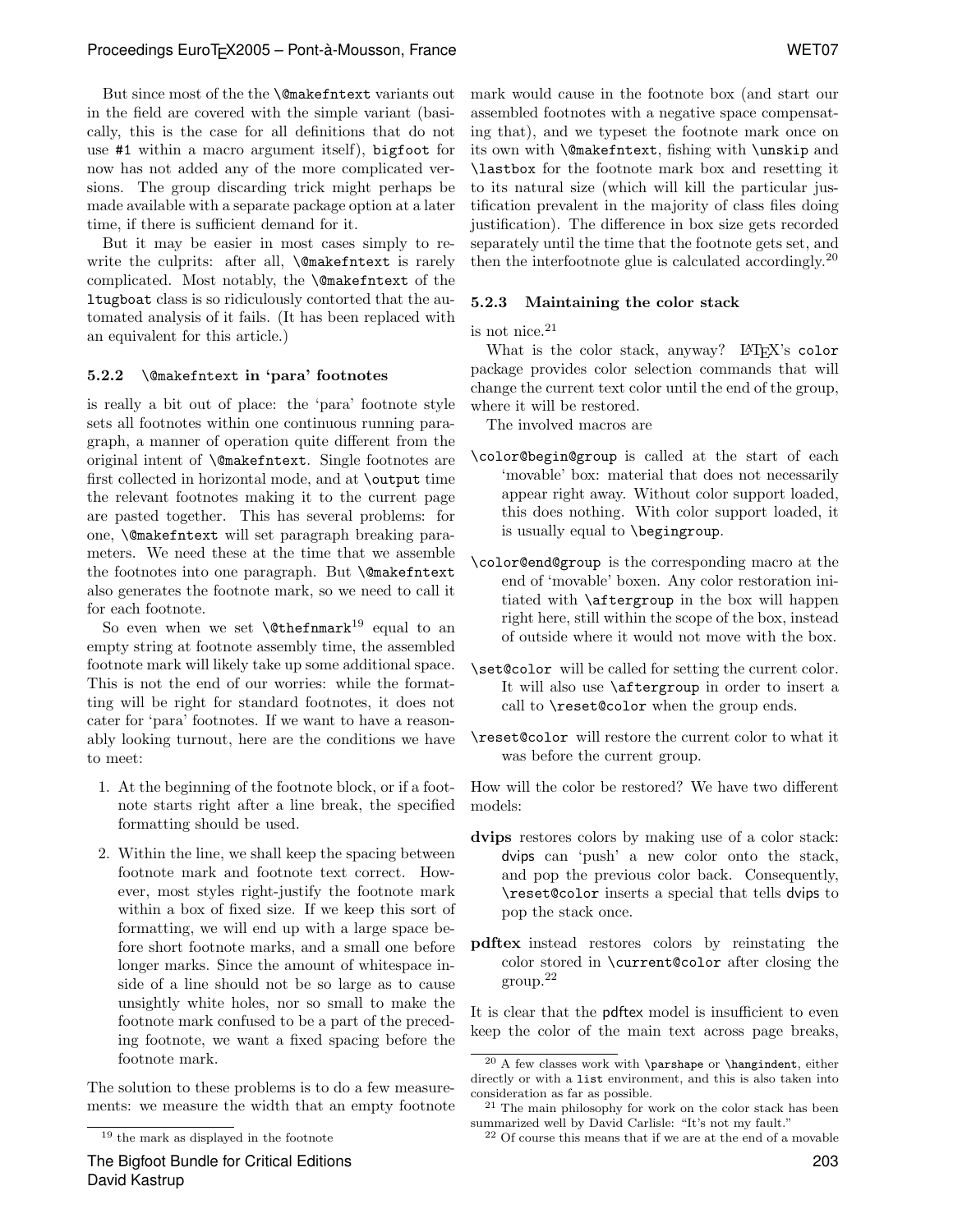But since most of the the `\@makefntext` variants out in the field are covered with the simple variant (basically, this is the case for all definitions that do not use `#1` within a macro argument itself), `bigfoot` for now has not added any of the more complicated versions. The group discarding trick might perhaps be made available with a separate package option at a later time, if there is sufficient demand for it.

But it may be easier in most cases simply to rewrite the culprits: after all, `\@makefntext` is rarely complicated. Most notably, the `\@makefntext` of the `ltugboat` class is so ridiculously contorted that the automated analysis of it fails. (It has been replaced with an equivalent for this article.)

#### 5.2.2 `\@makefntext` in 'para' footnotes

is really a bit out of place: the 'para' footnote style sets all footnotes within one continuous running paragraph, a manner of operation quite different from the original intent of `\@makefntext`. Single footnotes are first collected in horizontal mode, and at `\output` time the relevant footnotes making it to the current page are pasted together. This has several problems: for one, `\@makefntext` will set paragraph breaking parameters. We need these at the time that we assemble the footnotes into one paragraph. But `\@makefntext` also generates the footnote mark, so we need to call it for each footnote.

So even when we set `\@thefnmark`[19] equal to an empty string at footnote assembly time, the assembled footnote mark will likely take up some additional space. This is not the end of our worries: while the formatting will be right for standard footnotes, it does not cater for 'para' footnotes. If we want to have a reasonably looking turnout, here are the conditions we have to meet:

1. At the beginning of the footnote block, or if a footnote starts right after a line break, the specified formatting should be used.
2. Within the line, we shall keep the spacing between footnote mark and footnote text correct. However, most styles right-justify the footnote mark within a box of fixed size. If we keep this sort of formatting, we will end up with a large space before short footnote marks, and a small one before longer marks. Since the amount of whitespace inside of a line should not be so large as to cause unsightly white holes, nor so small to make the footnote mark confused to be a part of the preceding footnote, we want a fixed spacing before the footnote mark.

The solution to these problems is to do a few measurements: we measure the width that an empty footnote mark would cause in the footnote box (and start our assembled footnotes with a negative space compensating that), and we typeset the footnote mark once on its own with `\@makefntext`, fishing with `\unskip` and `\lastbox` for the footnote mark box and resetting it to its natural size (which will kill the particular justification prevalent in the majority of class files doing justification). The difference in box size gets recorded separately until the time that the footnote gets set, and then the interfootnote glue is calculated accordingly.[20]

#### 5.2.3 Maintaining the color stack

is not nice.[21]

What is the color stack, anyway? LaTeX's `color` package provides color selection commands that will change the current text color until the end of the group, where it will be restored.

The involved macros are

`\color@begin@group` is called at the start of each 'movable' box: material that does not necessarily appear right away. Without color support loaded, this does nothing. With color support loaded, it is usually equal to `\begingroup`.

`\color@end@group` is the corresponding macro at the end of 'movable' boxen. Any color restoration initiated with `\aftergroup` in the box will happen right here, still within the scope of the box, instead of outside where it would not move with the box.

`\set@color` will be called for setting the current color. It will also use `\aftergroup` in order to insert a call to `\reset@color` when the group ends.

`\reset@color` will restore the current color to what it was before the current group.

How will the color be restored? We have two different models:

**dvips** restores colors by making use of a color stack: dvips can 'push' a new color onto the stack, and pop the previous color back. Consequently, `\reset@color` inserts a special that tells dvips to pop the stack once.

**pdftex** instead restores colors by reinstating the color stored in `\current@color` after closing the group.[22]

It is clear that the pdftex model is insufficient to even keep the color of the main text across page breaks,

---

[19] the mark as displayed in the footnote

[20] A few classes work with `\parshape` or `\hangindent`, either directly or with a `list` environment, and this is also taken into consideration as far as possible.

[21] The main philosophy for work on the color stack has been summarized well by David Carlisle: "It's not my fault."

[22] Of course this means that if we are at the end of a movable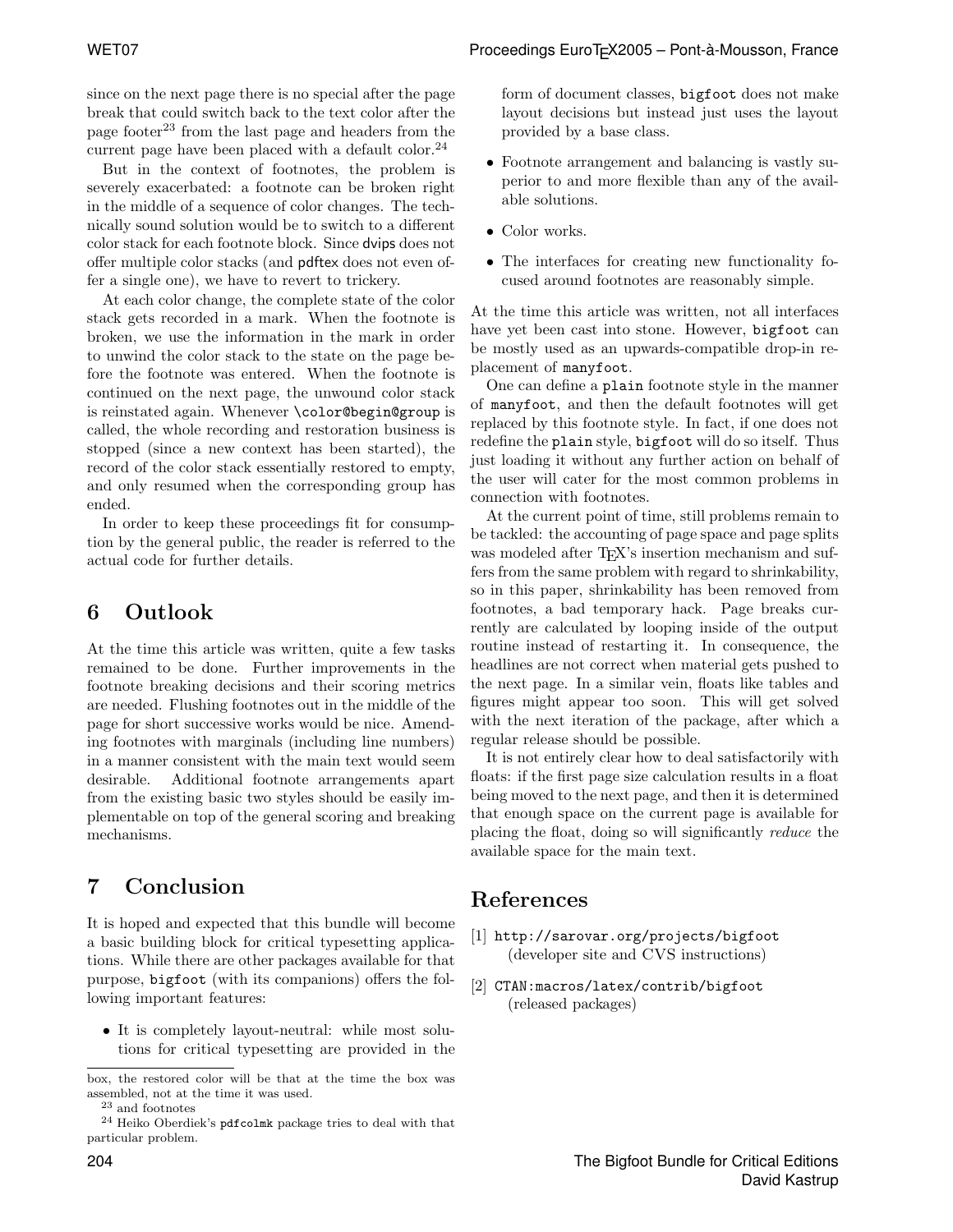since on the next page there is no special after the page break that could switch back to the text color after the page footer[23] from the last page and headers from the current page have been placed with a default color.[24]

But in the context of footnotes, the problem is severely exacerbated: a footnote can be broken right in the middle of a sequence of color changes. The technically sound solution would be to switch to a different color stack for each footnote block. Since dvips does not offer multiple color stacks (and pdftex does not even offer a single one), we have to revert to trickery.

At each color change, the complete state of the color stack gets recorded in a mark. When the footnote is broken, we use the information in the mark in order to unwind the color stack to the state on the page before the footnote was entered. When the footnote is continued on the next page, the unwound color stack is reinstated again. Whenever `\color@begin@group` is called, the whole recording and restoration business is stopped (since a new context has been started), the record of the color stack essentially restored to empty, and only resumed when the corresponding group has ended.

In order to keep these proceedings fit for consumption by the general public, the reader is referred to the actual code for further details.

## 6 Outlook

At the time this article was written, quite a few tasks remained to be done. Further improvements in the footnote breaking decisions and their scoring metrics are needed. Flushing footnotes out in the middle of the page for short successive works would be nice. Amending footnotes with marginals (including line numbers) in a manner consistent with the main text would seem desirable. Additional footnote arrangements apart from the existing basic two styles should be easily implementable on top of the general scoring and breaking mechanisms.

## 7 Conclusion

It is hoped and expected that this bundle will become a basic building block for critical typesetting applications. While there are other packages available for that purpose, `bigfoot` (with its companions) offers the following important features:

- It is completely layout-neutral: while most solutions for critical typesetting are provided in the form of document classes, `bigfoot` does not make layout decisions but instead just uses the layout provided by a base class.
- Footnote arrangement and balancing is vastly superior to and more flexible than any of the available solutions.
- Color works.
- The interfaces for creating new functionality focused around footnotes are reasonably simple.

At the time this article was written, not all interfaces have yet been cast into stone. However, `bigfoot` can be mostly used as an upwards-compatible drop-in replacement of `manyfoot`.

One can define a `plain` footnote style in the manner of `manyfoot`, and then the default footnotes will get replaced by this footnote style. In fact, if one does not redefine the `plain` style, `bigfoot` will do so itself. Thus just loading it without any further action on behalf of the user will cater for the most common problems in connection with footnotes.

At the current point of time, still problems remain to be tackled: the accounting of page space and page splits was modeled after TeX's insertion mechanism and suffers from the same problem with regard to shrinkability, so in this paper, shrinkability has been removed from footnotes, a bad temporary hack. Page breaks currently are calculated by looping inside of the output routine instead of restarting it. In consequence, the headlines are not correct when material gets pushed to the next page. In a similar vein, floats like tables and figures might appear too soon. This will get solved with the next iteration of the package, after which a regular release should be possible.

It is not entirely clear how to deal satisfactorily with floats: if the first page size calculation results in a float being moved to the next page, and then it is determined that enough space on the current page is available for placing the float, doing so will significantly *reduce* the available space for the main text.

## References

[1] `http://sarovar.org/projects/bigfoot` (developer site and CVS instructions)

[2] `CTAN:macros/latex/contrib/bigfoot` (released packages)

---

box, the restored color will be that at the time the box was assembled, not at the time it was used.

[23] and footnotes

[24] Heiko Oberdiek's `pdfcolmk` package tries to deal with that particular problem.